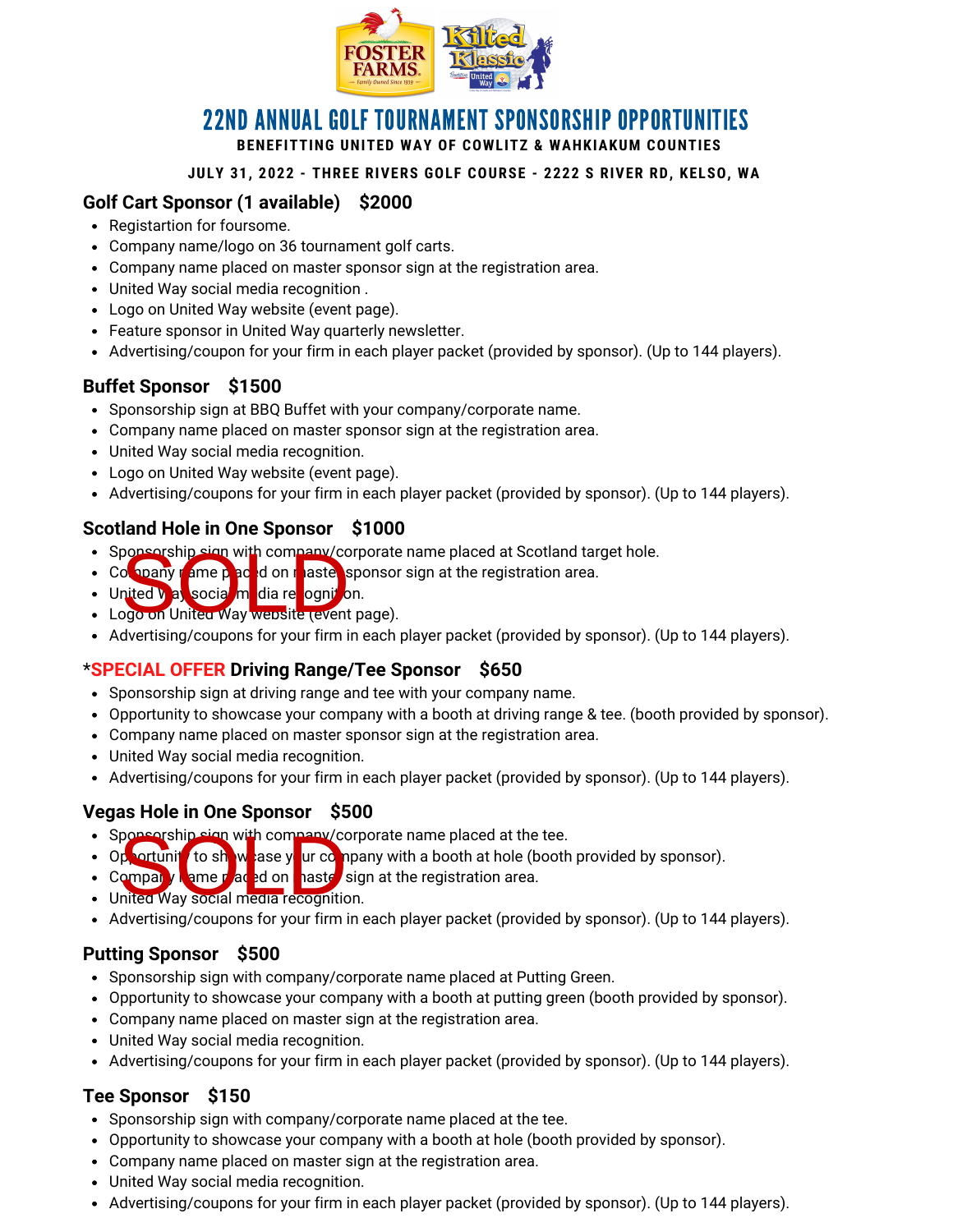# 22ND ANNUAL GOLF TOURNAMENT SPONSORSHIP OPPORTUNITIES

**BENEFITTING UNITED WAY OF COWLITZ & WAHKIAKUM COUNTIES**

**JULY 31, 2022 - THREE RIVERS GOLF COURSE - 2222 S RIVER RD, KELSO, WA**

### Golf Cart Sponsor (1 available) $2000

- Registartion for foursome.
- Company name/logo on 36 tournament golf carts.
- Company name placed on master sponsor sign at the registration area.
- United Way social media recognition .
- Logo on United Way website (event page).
- Feature sponsor in United Way quarterly newsletter.
- Advertising/coupon for your firm in each player packet (provided by sponsor). (Up to 144 players).

### Buffet Sponsor $1500

- Sponsorship sign at BBQ Buffet with your company/corporate name.
- Company name placed on master sponsor sign at the registration area.
- United Way social media recognition.
- Logo on United Way website (event page).
- Advertising/coupons for your firm in each player packet (provided by sponsor). (Up to 144 players).

### Scotland Hole in One Sponsor $1000

SOLD

- Sponsorship sign with company/corporate name placed at Scotland target hole.
- Company name placed on master sponsor sign at the registration area.
- United Way social media recognition.
- Logo on United Way website (event page).
- Advertising/coupons for your firm in each player packet (provided by sponsor). (Up to 144 players).

### *SPECIAL OFFER Driving Range/Tee Sponsor $650

- Sponsorship sign at driving range and tee with your company name.
- Opportunity to showcase your company with a booth at driving range & tee. (booth provided by sponsor).
- Company name placed on master sponsor sign at the registration area.
- United Way social media recognition.
- Advertising/coupons for your firm in each player packet (provided by sponsor). (Up to 144 players).

### Vegas Hole in One Sponsor $500

SOLD

- Sponsorship sign with company/corporate name placed at the tee.
- Opportunity to showcase your company with a booth at hole (booth provided by sponsor).
- Company name placed on master sign at the registration area.
- United Way social media recognition.
- Advertising/coupons for your firm in each player packet (provided by sponsor). (Up to 144 players).

### Putting Sponsor $500

- Sponsorship sign with company/corporate name placed at Putting Green.
- Opportunity to showcase your company with a booth at putting green (booth provided by sponsor).
- Company name placed on master sign at the registration area.
- United Way social media recognition.
- Advertising/coupons for your firm in each player packet (provided by sponsor). (Up to 144 players).

### Tee Sponsor $150

- Sponsorship sign with company/corporate name placed at the tee.
- Opportunity to showcase your company with a booth at hole (booth provided by sponsor).
- Company name placed on master sign at the registration area.
- United Way social media recognition.
- Advertising/coupons for your firm in each player packet (provided by sponsor). (Up to 144 players).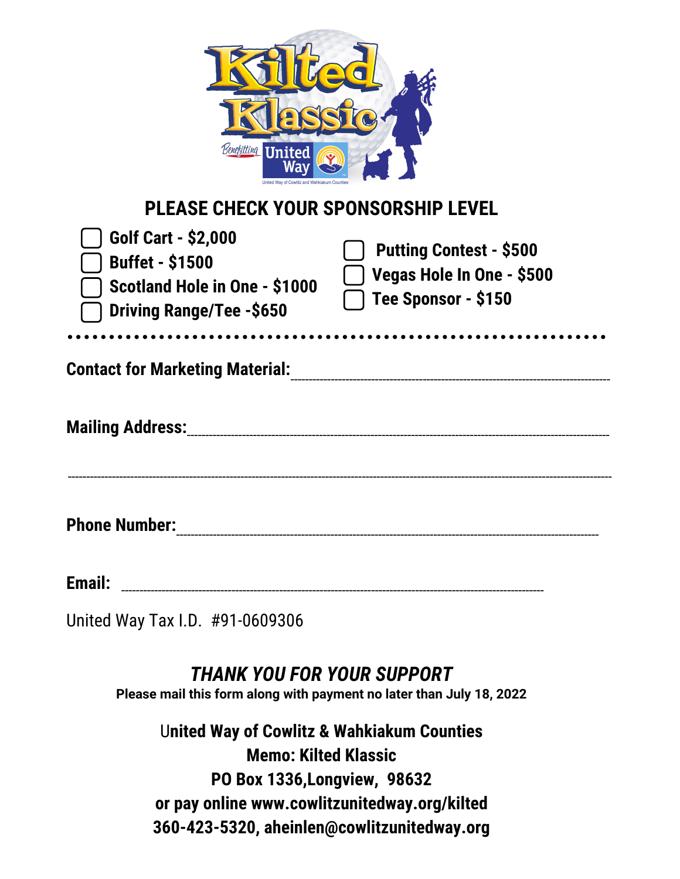Kilted Klassic

Benefitting United Way

United Way of Cowlitz and Wahkiakum Counties

## PLEASE CHECK YOUR SPONSORSHIP LEVEL

- ☐ Golf Cart - $2,000
- ☐ Buffet - $1500
- ☐ Scotland Hole in One - $1000
- ☐ Driving Range/Tee -$650
- ☐ Putting Contest - $500
- ☐ Vegas Hole In One - $500
- ☐ Tee Sponsor - $150

**Contact for Marketing Material:** ______________________________

**Mailing Address:** ______________________________

______________________________

**Phone Number:** ______________________________

**Email:** ______________________________

United Way Tax I.D. #91-0609306

### *THANK YOU FOR YOUR SUPPORT*

**Please mail this form along with payment no later than July 18, 2022**

**United Way of Cowlitz & Wahkiakum Counties**
**Memo: Kilted Klassic**
**PO Box 1336,Longview, 98632**
**or pay online www.cowlitzunitedway.org/kilted**
**360-423-5320, aheinlen@cowlitzunitedway.org**